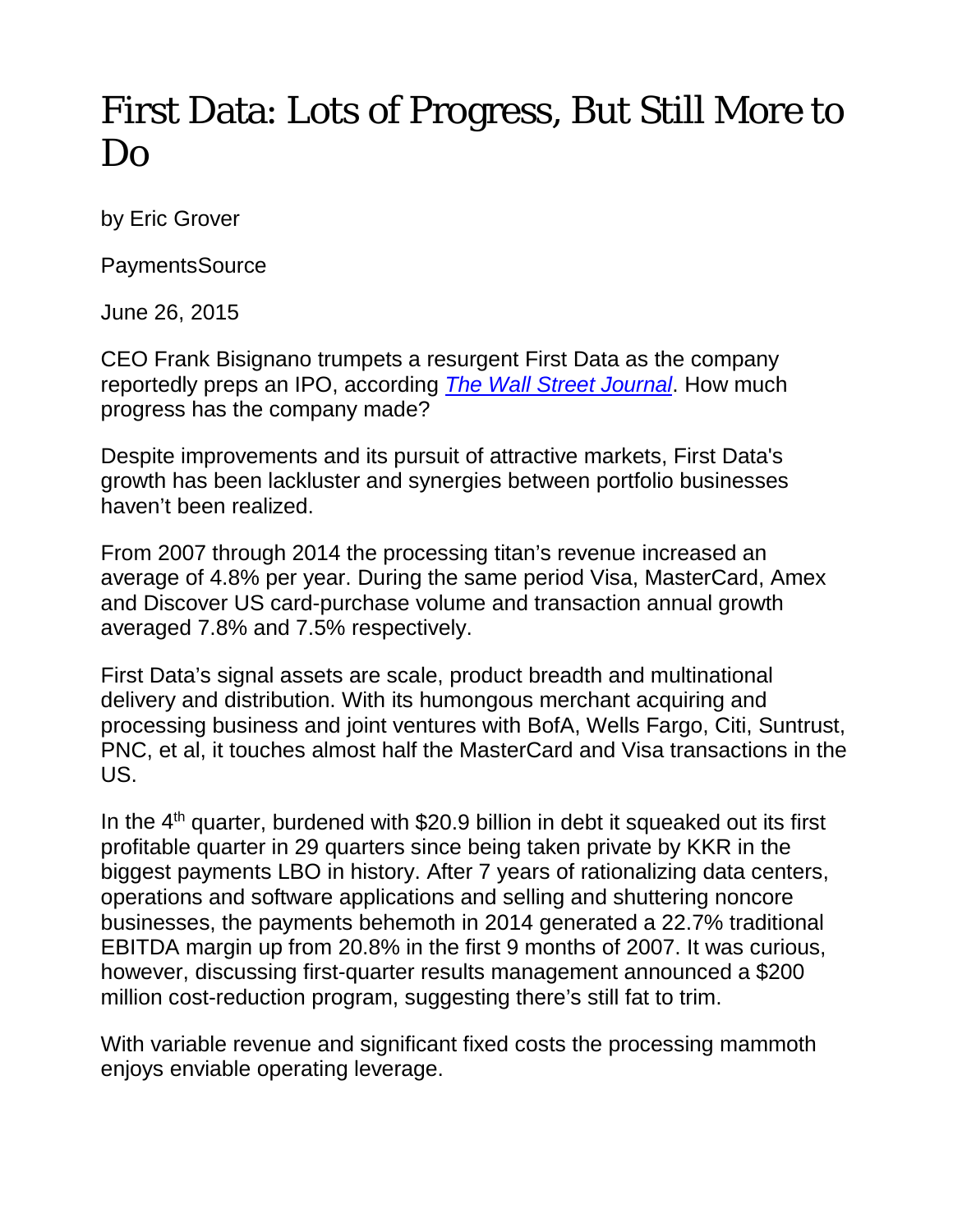# First Data: Lots of Progress, But Still More to Do

by Eric Grover

PaymentsSource

June 26, 2015

CEO Frank Bisignano trumpets a resurgent First Data as the company reportedly preps an IPO, according *The Wall Street Journal*. How much progress has the company made?

Despite improvements and its pursuit of attractive markets, First Data's growth has been lackluster and synergies between portfolio businesses haven't been realized.

From 2007 through 2014 the processing titan's revenue increased an average of 4.8% per year. During the same period Visa, MasterCard, Amex and Discover US card-purchase volume and transaction annual growth averaged 7.8% and 7.5% respectively.

First Data's signal assets are scale, product breadth and multinational delivery and distribution. With its humongous merchant acquiring and processing business and joint ventures with BofA, Wells Fargo, Citi, Suntrust, PNC, et al, it touches almost half the MasterCard and Visa transactions in the US.

In the 4th quarter, burdened with $20.9 billion in debt it squeaked out its first profitable quarter in 29 quarters since being taken private by KKR in the biggest payments LBO in history. After 7 years of rationalizing data centers, operations and software applications and selling and shuttering noncore businesses, the payments behemoth in 2014 generated a 22.7% traditional EBITDA margin up from 20.8% in the first 9 months of 2007. It was curious, however, discussing first-quarter results management announced a $200 million cost-reduction program, suggesting there's still fat to trim.

With variable revenue and significant fixed costs the processing mammoth enjoys enviable operating leverage.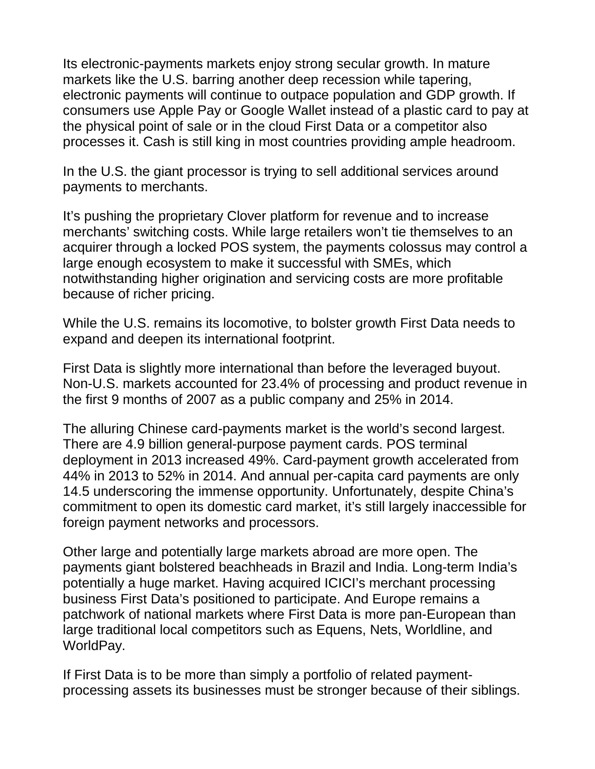Its electronic-payments markets enjoy strong secular growth. In mature markets like the U.S. barring another deep recession while tapering, electronic payments will continue to outpace population and GDP growth. If consumers use Apple Pay or Google Wallet instead of a plastic card to pay at the physical point of sale or in the cloud First Data or a competitor also processes it. Cash is still king in most countries providing ample headroom.

In the U.S. the giant processor is trying to sell additional services around payments to merchants.

It's pushing the proprietary Clover platform for revenue and to increase merchants' switching costs. While large retailers won't tie themselves to an acquirer through a locked POS system, the payments colossus may control a large enough ecosystem to make it successful with SMEs, which notwithstanding higher origination and servicing costs are more profitable because of richer pricing.

While the U.S. remains its locomotive, to bolster growth First Data needs to expand and deepen its international footprint.

First Data is slightly more international than before the leveraged buyout. Non-U.S. markets accounted for 23.4% of processing and product revenue in the first 9 months of 2007 as a public company and 25% in 2014.

The alluring Chinese card-payments market is the world's second largest. There are 4.9 billion general-purpose payment cards. POS terminal deployment in 2013 increased 49%. Card-payment growth accelerated from 44% in 2013 to 52% in 2014. And annual per-capita card payments are only 14.5 underscoring the immense opportunity. Unfortunately, despite China's commitment to open its domestic card market, it's still largely inaccessible for foreign payment networks and processors.

Other large and potentially large markets abroad are more open. The payments giant bolstered beachheads in Brazil and India. Long-term India's potentially a huge market. Having acquired ICICI's merchant processing business First Data's positioned to participate. And Europe remains a patchwork of national markets where First Data is more pan-European than large traditional local competitors such as Equens, Nets, Worldline, and WorldPay.

If First Data is to be more than simply a portfolio of related payment-processing assets its businesses must be stronger because of their siblings.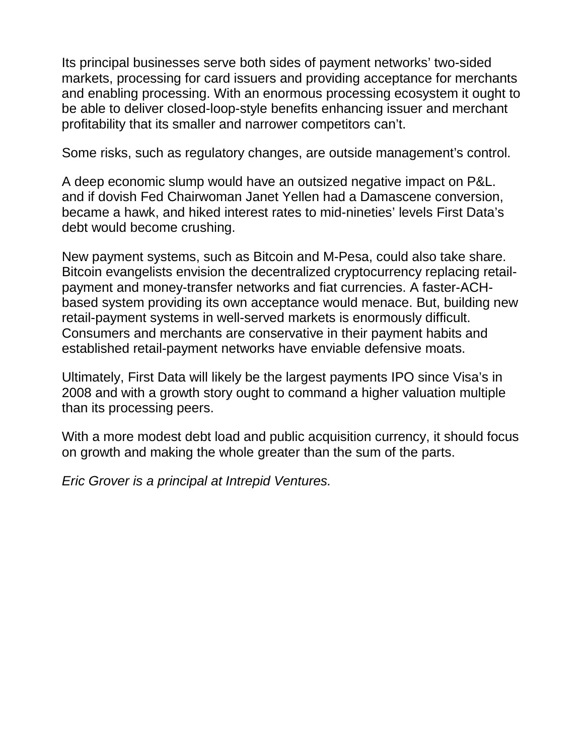Its principal businesses serve both sides of payment networks' two-sided markets, processing for card issuers and providing acceptance for merchants and enabling processing. With an enormous processing ecosystem it ought to be able to deliver closed-loop-style benefits enhancing issuer and merchant profitability that its smaller and narrower competitors can't.

Some risks, such as regulatory changes, are outside management's control.

A deep economic slump would have an outsized negative impact on P&L. and if dovish Fed Chairwoman Janet Yellen had a Damascene conversion, became a hawk, and hiked interest rates to mid-nineties' levels First Data's debt would become crushing.

New payment systems, such as Bitcoin and M-Pesa, could also take share. Bitcoin evangelists envision the decentralized cryptocurrency replacing retail-payment and money-transfer networks and fiat currencies. A faster-ACH-based system providing its own acceptance would menace. But, building new retail-payment systems in well-served markets is enormously difficult. Consumers and merchants are conservative in their payment habits and established retail-payment networks have enviable defensive moats.

Ultimately, First Data will likely be the largest payments IPO since Visa's in 2008 and with a growth story ought to command a higher valuation multiple than its processing peers.

With a more modest debt load and public acquisition currency, it should focus on growth and making the whole greater than the sum of the parts.

*Eric Grover is a principal at Intrepid Ventures.*